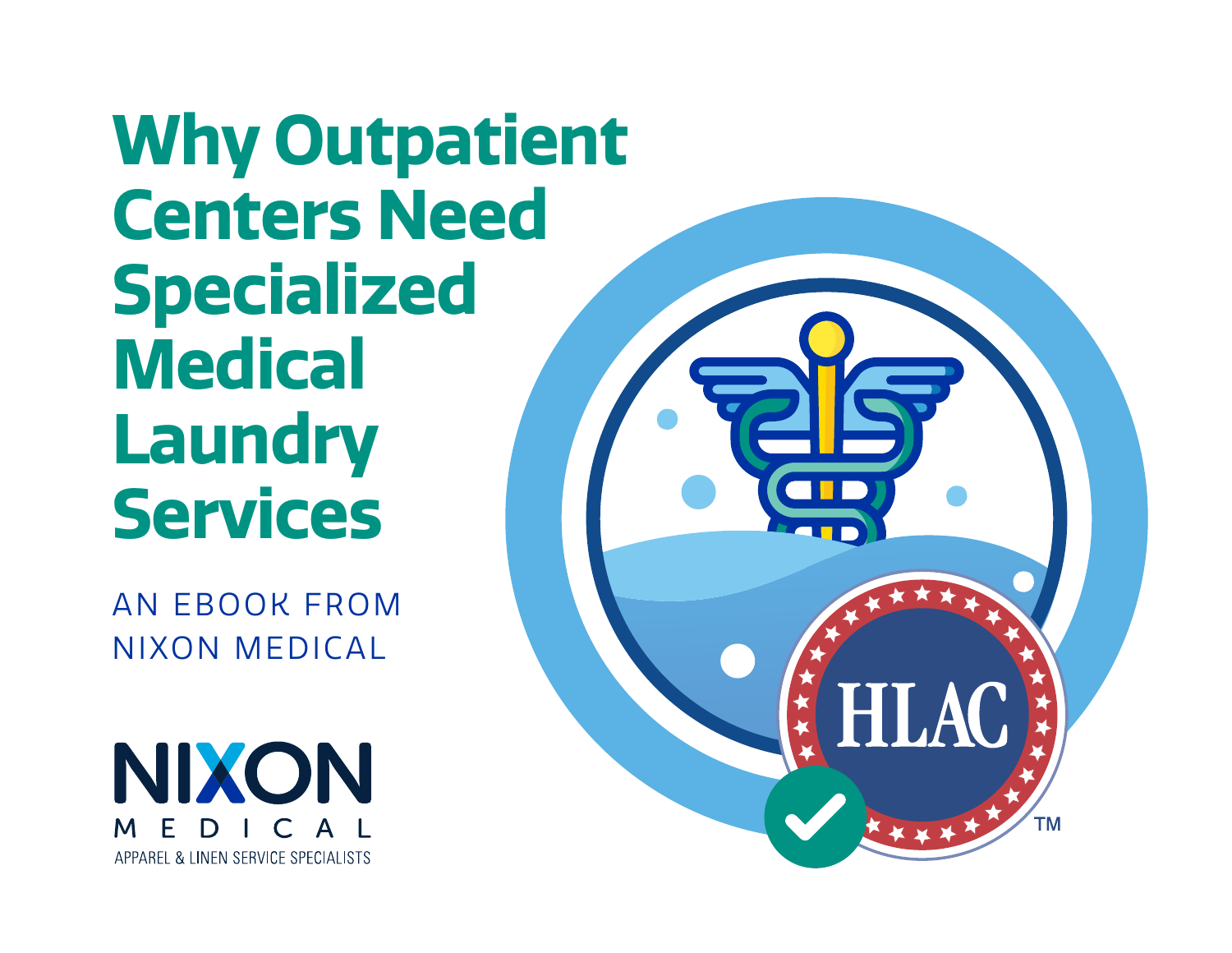# Why Outpatient Centers Need Specialized Medical Laundry Services

AN EBOOK FROM
NIXON MEDICAL

NIXON
MEDICAL
APPAREL & LINEN SERVICE SPECIALISTS

HLAC™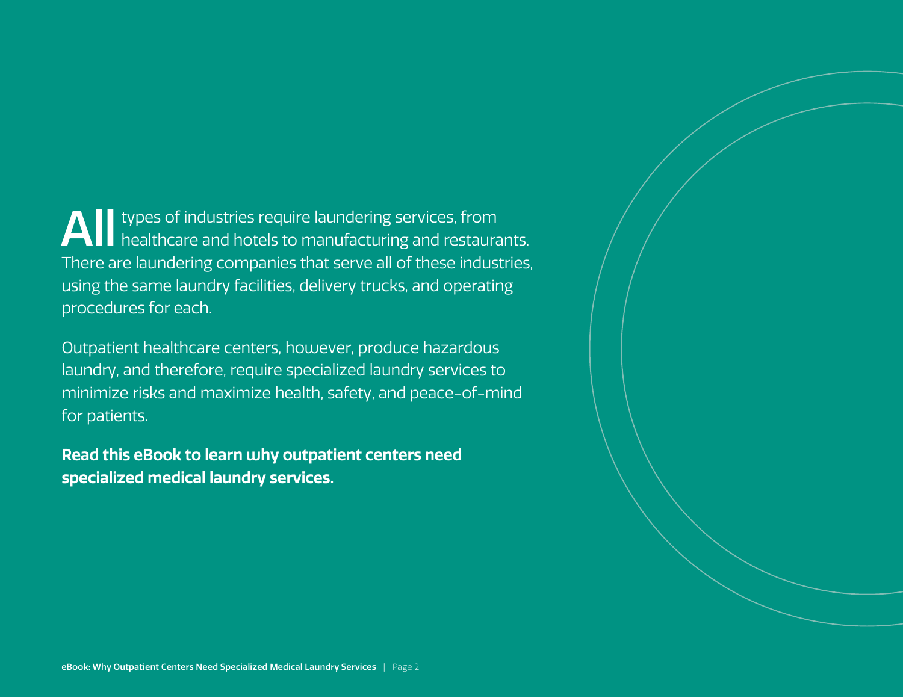All types of industries require laundering services, from healthcare and hotels to manufacturing and restaurants. There are laundering companies that serve all of these industries, using the same laundry facilities, delivery trucks, and operating procedures for each.

Outpatient healthcare centers, however, produce hazardous laundry, and therefore, require specialized laundry services to minimize risks and maximize health, safety, and peace-of-mind for patients.

**Read this eBook to learn why outpatient centers need specialized medical laundry services.**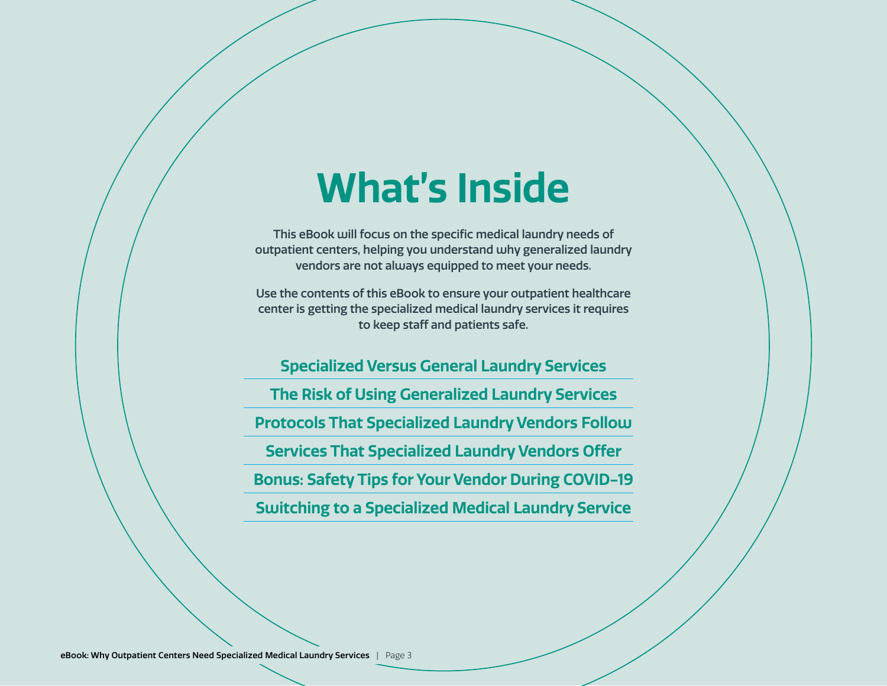# What's Inside

This eBook will focus on the specific medical laundry needs of outpatient centers, helping you understand why generalized laundry vendors are not always equipped to meet your needs.

Use the contents of this eBook to ensure your outpatient healthcare center is getting the specialized medical laundry services it requires to keep staff and patients safe.

- **Specialized Versus General Laundry Services**
- **The Risk of Using Generalized Laundry Services**
- **Protocols That Specialized Laundry Vendors Follow**
- **Services That Specialized Laundry Vendors Offer**
- **Bonus: Safety Tips for Your Vendor During COVID-19**
- **Switching to a Specialized Medical Laundry Service**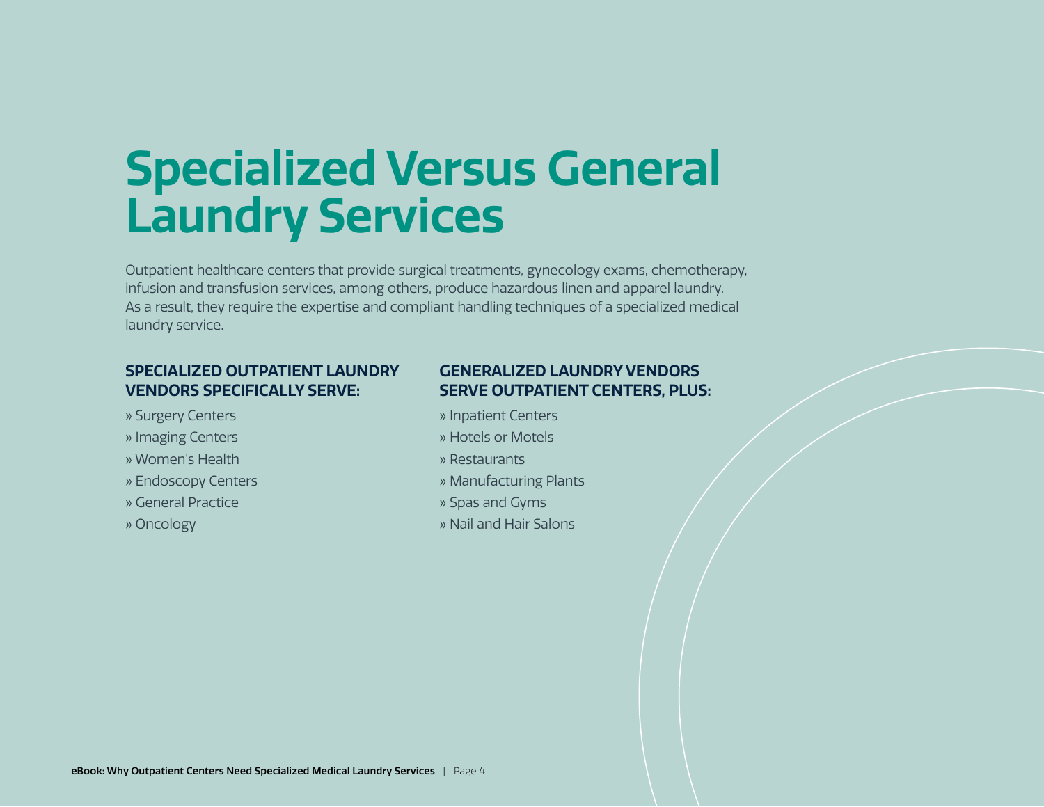# Specialized Versus General Laundry Services

Outpatient healthcare centers that provide surgical treatments, gynecology exams, chemotherapy, infusion and transfusion services, among others, produce hazardous linen and apparel laundry. As a result, they require the expertise and compliant handling techniques of a specialized medical laundry service.

### SPECIALIZED OUTPATIENT LAUNDRY VENDORS SPECIFICALLY SERVE:

» Surgery Centers
» Imaging Centers
» Women's Health
» Endoscopy Centers
» General Practice
» Oncology

### GENERALIZED LAUNDRY VENDORS SERVE OUTPATIENT CENTERS, PLUS:

» Inpatient Centers
» Hotels or Motels
» Restaurants
» Manufacturing Plants
» Spas and Gyms
» Nail and Hair Salons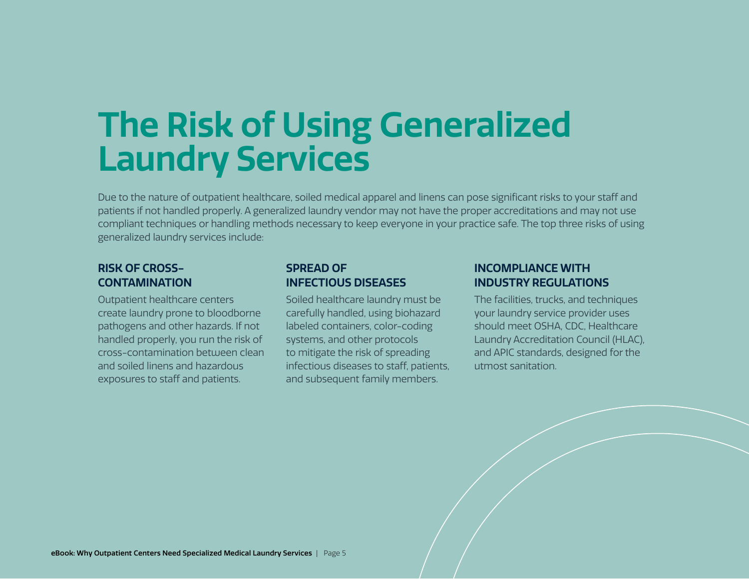# The Risk of Using Generalized Laundry Services

Due to the nature of outpatient healthcare, soiled medical apparel and linens can pose significant risks to your staff and patients if not handled properly. A generalized laundry vendor may not have the proper accreditations and may not use compliant techniques or handling methods necessary to keep everyone in your practice safe. The top three risks of using generalized laundry services include:

### RISK OF CROSS-CONTAMINATION

Outpatient healthcare centers create laundry prone to bloodborne pathogens and other hazards. If not handled properly, you run the risk of cross-contamination between clean and soiled linens and hazardous exposures to staff and patients.

### SPREAD OF INFECTIOUS DISEASES

Soiled healthcare laundry must be carefully handled, using biohazard labeled containers, color-coding systems, and other protocols to mitigate the risk of spreading infectious diseases to staff, patients, and subsequent family members.

### INCOMPLIANCE WITH INDUSTRY REGULATIONS

The facilities, trucks, and techniques your laundry service provider uses should meet OSHA, CDC, Healthcare Laundry Accreditation Council (HLAC), and APIC standards, designed for the utmost sanitation.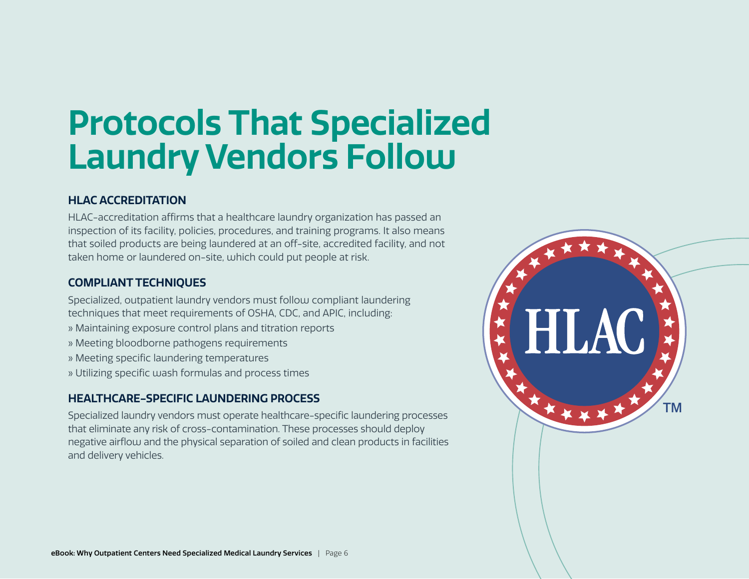# Protocols That Specialized Laundry Vendors Follow

## HLAC ACCREDITATION

HLAC-accreditation affirms that a healthcare laundry organization has passed an inspection of its facility, policies, procedures, and training programs. It also means that soiled products are being laundered at an off-site, accredited facility, and not taken home or laundered on-site, which could put people at risk.

## COMPLIANT TECHNIQUES

Specialized, outpatient laundry vendors must follow compliant laundering techniques that meet requirements of OSHA, CDC, and APIC, including:

» Maintaining exposure control plans and titration reports
» Meeting bloodborne pathogens requirements
» Meeting specific laundering temperatures
» Utilizing specific wash formulas and process times

## HEALTHCARE-SPECIFIC LAUNDERING PROCESS

Specialized laundry vendors must operate healthcare-specific laundering processes that eliminate any risk of cross-contamination. These processes should deploy negative airflow and the physical separation of soiled and clean products in facilities and delivery vehicles.

HLAC™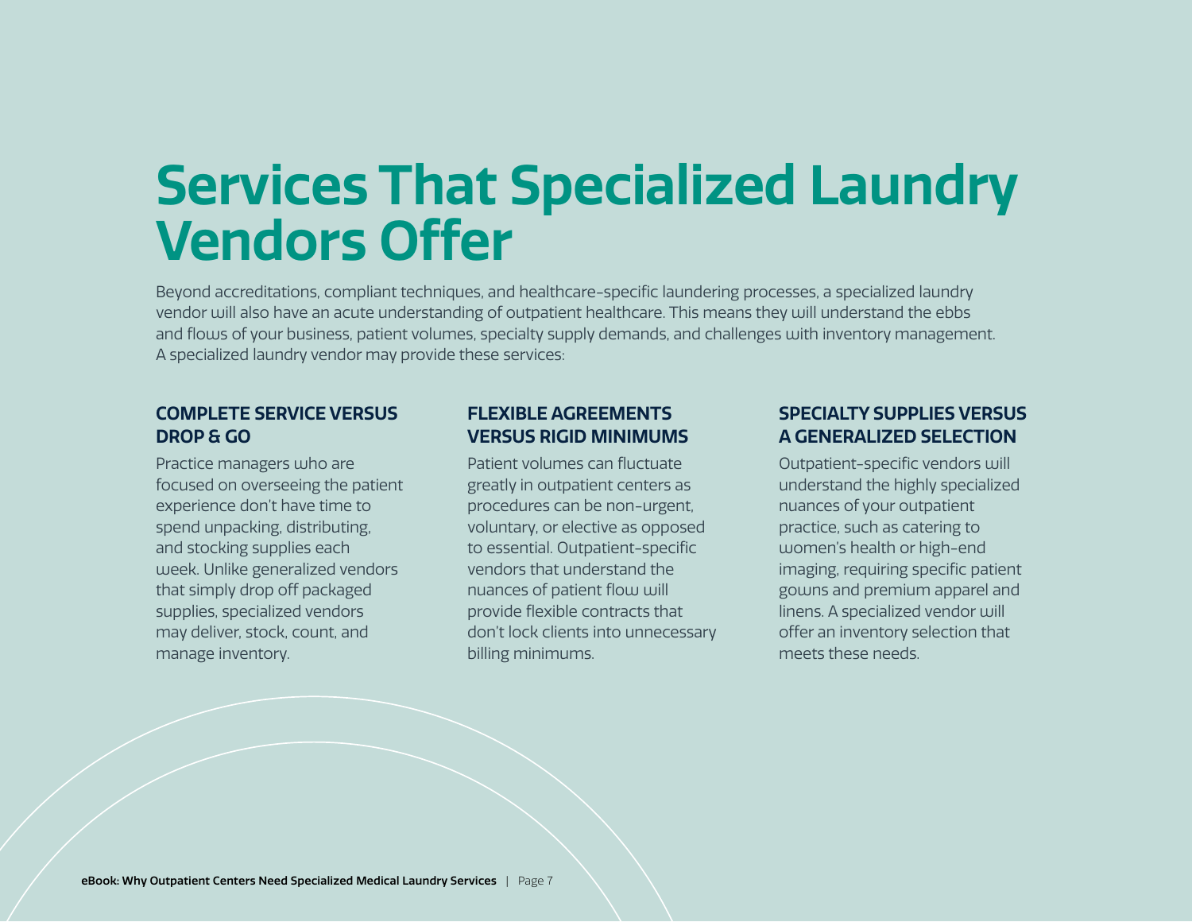# Services That Specialized Laundry Vendors Offer

Beyond accreditations, compliant techniques, and healthcare-specific laundering processes, a specialized laundry vendor will also have an acute understanding of outpatient healthcare. This means they will understand the ebbs and flows of your business, patient volumes, specialty supply demands, and challenges with inventory management. A specialized laundry vendor may provide these services:

### COMPLETE SERVICE VERSUS DROP & GO

Practice managers who are focused on overseeing the patient experience don't have time to spend unpacking, distributing, and stocking supplies each week. Unlike generalized vendors that simply drop off packaged supplies, specialized vendors may deliver, stock, count, and manage inventory.

### FLEXIBLE AGREEMENTS VERSUS RIGID MINIMUMS

Patient volumes can fluctuate greatly in outpatient centers as procedures can be non-urgent, voluntary, or elective as opposed to essential. Outpatient-specific vendors that understand the nuances of patient flow will provide flexible contracts that don't lock clients into unnecessary billing minimums.

### SPECIALTY SUPPLIES VERSUS A GENERALIZED SELECTION

Outpatient-specific vendors will understand the highly specialized nuances of your outpatient practice, such as catering to women's health or high-end imaging, requiring specific patient gowns and premium apparel and linens. A specialized vendor will offer an inventory selection that meets these needs.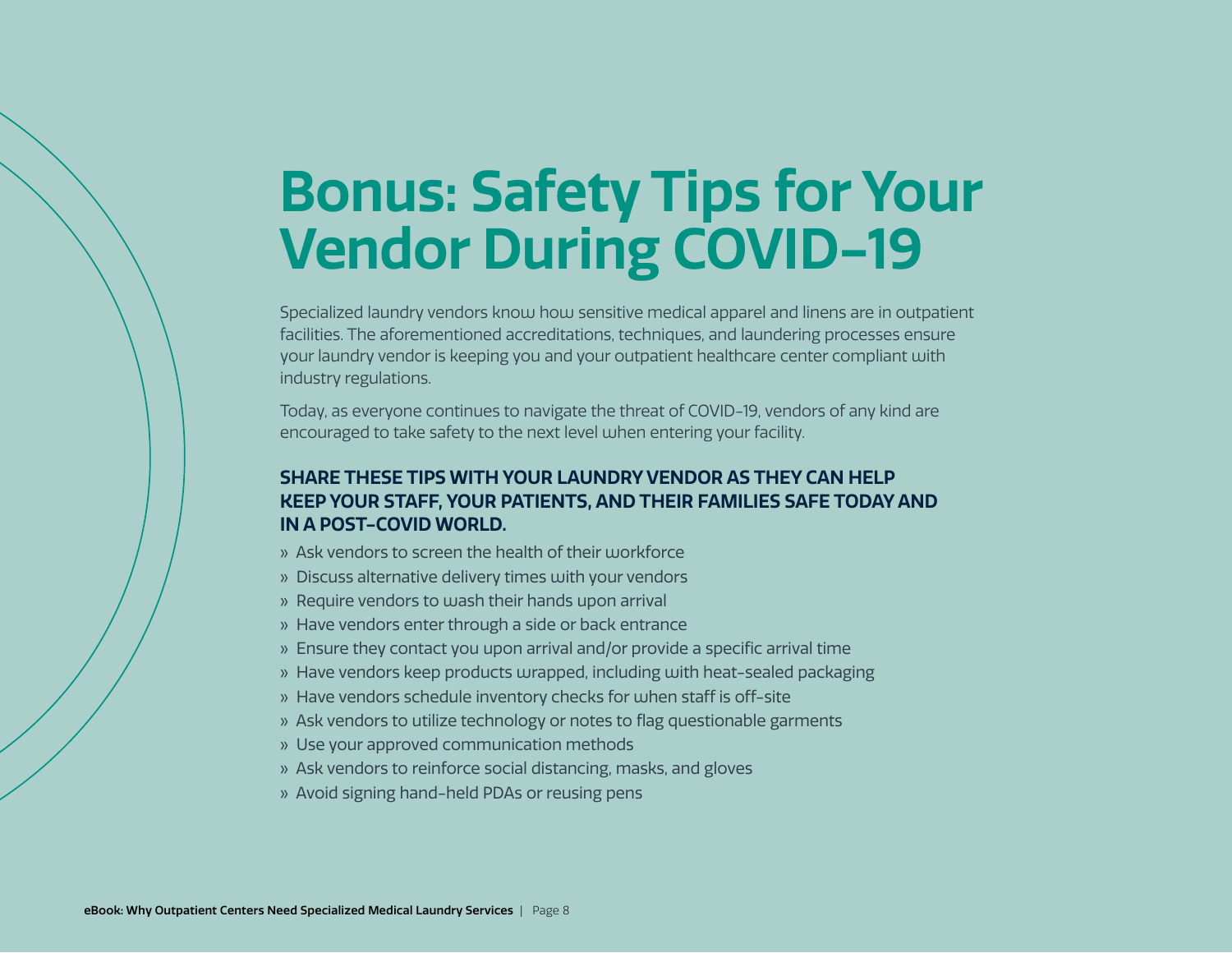# Bonus: Safety Tips for Your Vendor During COVID-19

Specialized laundry vendors know how sensitive medical apparel and linens are in outpatient facilities. The aforementioned accreditations, techniques, and laundering processes ensure your laundry vendor is keeping you and your outpatient healthcare center compliant with industry regulations.

Today, as everyone continues to navigate the threat of COVID-19, vendors of any kind are encouraged to take safety to the next level when entering your facility.

### SHARE THESE TIPS WITH YOUR LAUNDRY VENDOR AS THEY CAN HELP KEEP YOUR STAFF, YOUR PATIENTS, AND THEIR FAMILIES SAFE TODAY AND IN A POST-COVID WORLD.

- Ask vendors to screen the health of their workforce
- Discuss alternative delivery times with your vendors
- Require vendors to wash their hands upon arrival
- Have vendors enter through a side or back entrance
- Ensure they contact you upon arrival and/or provide a specific arrival time
- Have vendors keep products wrapped, including with heat-sealed packaging
- Have vendors schedule inventory checks for when staff is off-site
- Ask vendors to utilize technology or notes to flag questionable garments
- Use your approved communication methods
- Ask vendors to reinforce social distancing, masks, and gloves
- Avoid signing hand-held PDAs or reusing pens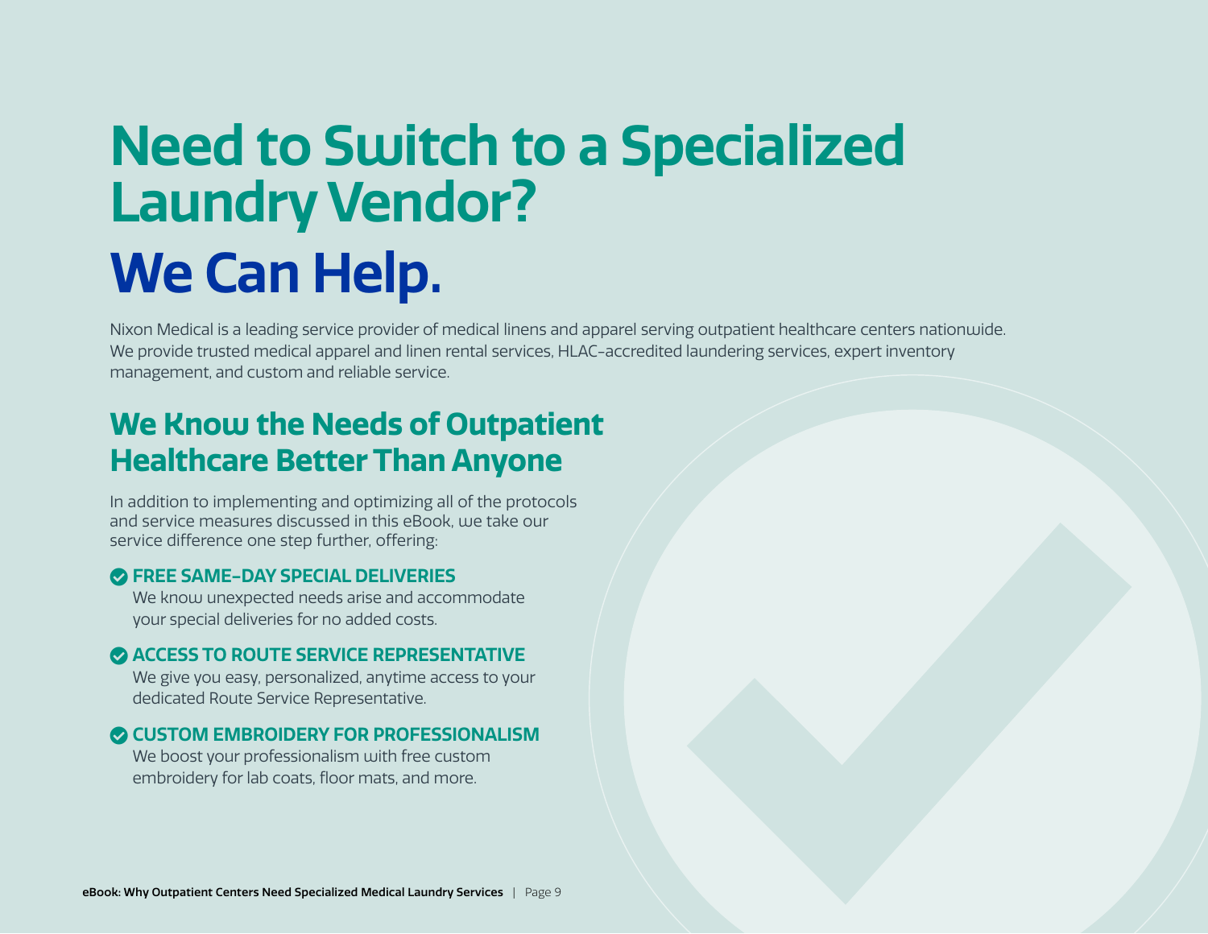# Need to Switch to a Specialized Laundry Vendor?

# We Can Help.

Nixon Medical is a leading service provider of medical linens and apparel serving outpatient healthcare centers nationwide. We provide trusted medical apparel and linen rental services, HLAC-accredited laundering services, expert inventory management, and custom and reliable service.

## We Know the Needs of Outpatient Healthcare Better Than Anyone

In addition to implementing and optimizing all of the protocols and service measures discussed in this eBook, we take our service difference one step further, offering:

- **FREE SAME-DAY SPECIAL DELIVERIES**
  We know unexpected needs arise and accommodate your special deliveries for no added costs.
- **ACCESS TO ROUTE SERVICE REPRESENTATIVE**
  We give you easy, personalized, anytime access to your dedicated Route Service Representative.
- **CUSTOM EMBROIDERY FOR PROFESSIONALISM**
  We boost your professionalism with free custom embroidery for lab coats, floor mats, and more.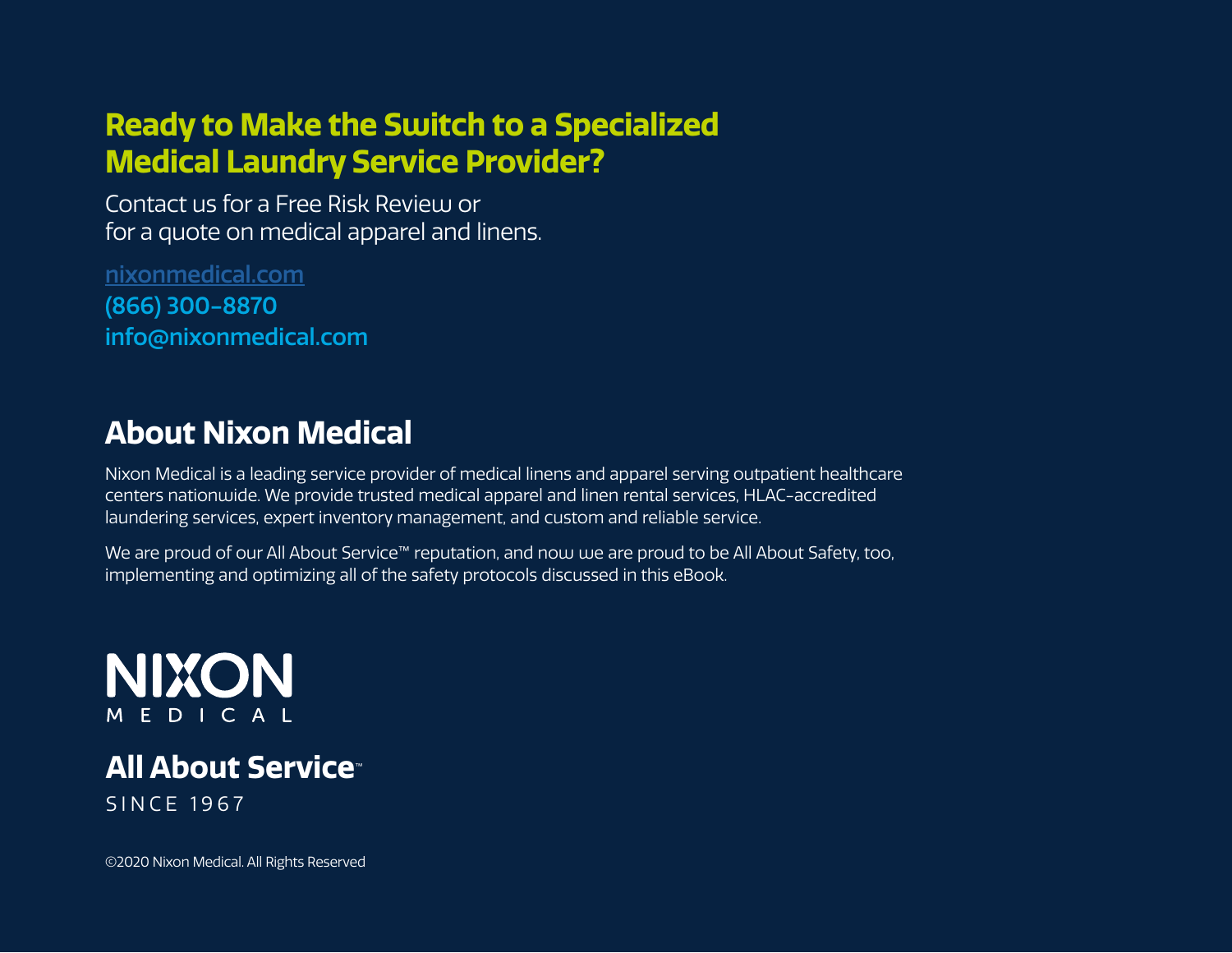## Ready to Make the Switch to a Specialized Medical Laundry Service Provider?

Contact us for a Free Risk Review or
for a quote on medical apparel and linens.

nixonmedical.com
(866) 300-8870
info@nixonmedical.com

## About Nixon Medical

Nixon Medical is a leading service provider of medical linens and apparel serving outpatient healthcare centers nationwide. We provide trusted medical apparel and linen rental services, HLAC-accredited laundering services, expert inventory management, and custom and reliable service.

We are proud of our All About Service™ reputation, and now we are proud to be All About Safety, too, implementing and optimizing all of the safety protocols discussed in this eBook.

NIXON
MEDICAL

**All About Service™**
SINCE 1967

©2020 Nixon Medical. All Rights Reserved